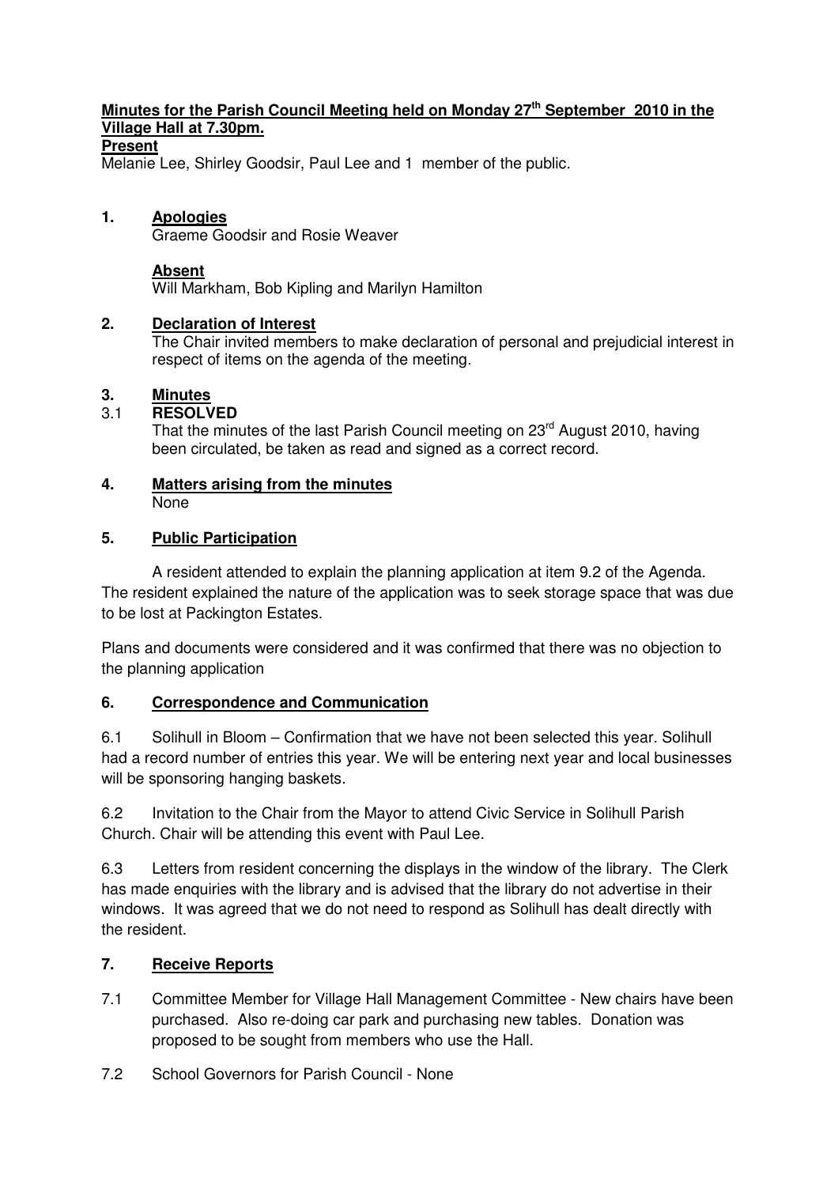**Minutes for the Parish Council Meeting held on Monday 27th September 2010 in the Village Hall at 7.30pm.**

**Present**

Melanie Lee, Shirley Goodsir, Paul Lee and 1 member of the public.

**1. Apologies**

Graeme Goodsir and Rosie Weaver

**Absent**

Will Markham, Bob Kipling and Marilyn Hamilton

**2. Declaration of Interest**

The Chair invited members to make declaration of personal and prejudicial interest in respect of items on the agenda of the meeting.

**3. Minutes**

3.1 **RESOLVED**

That the minutes of the last Parish Council meeting on 23rd August 2010, having been circulated, be taken as read and signed as a correct record.

**4. Matters arising from the minutes**

None

**5. Public Participation**

A resident attended to explain the planning application at item 9.2 of the Agenda. The resident explained the nature of the application was to seek storage space that was due to be lost at Packington Estates.

Plans and documents were considered and it was confirmed that there was no objection to the planning application

**6. Correspondence and Communication**

6.1 Solihull in Bloom – Confirmation that we have not been selected this year. Solihull had a record number of entries this year. We will be entering next year and local businesses will be sponsoring hanging baskets.

6.2 Invitation to the Chair from the Mayor to attend Civic Service in Solihull Parish Church. Chair will be attending this event with Paul Lee.

6.3 Letters from resident concerning the displays in the window of the library. The Clerk has made enquiries with the library and is advised that the library do not advertise in their windows. It was agreed that we do not need to respond as Solihull has dealt directly with the resident.

**7. Receive Reports**

7.1 Committee Member for Village Hall Management Committee - New chairs have been purchased. Also re-doing car park and purchasing new tables. Donation was proposed to be sought from members who use the Hall.

7.2 School Governors for Parish Council - None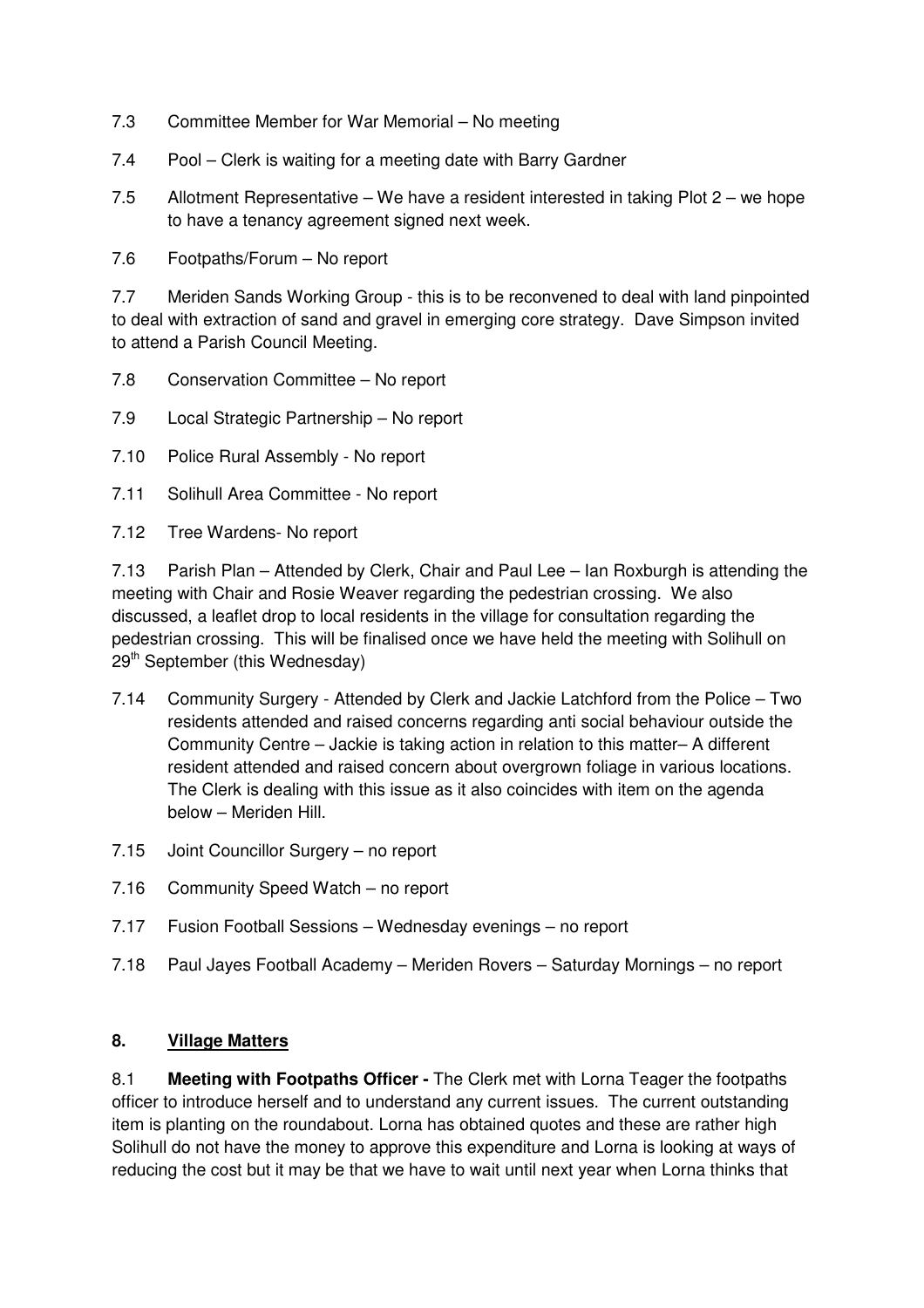7.3 Committee Member for War Memorial – No meeting

7.4 Pool – Clerk is waiting for a meeting date with Barry Gardner

7.5 Allotment Representative – We have a resident interested in taking Plot 2 – we hope to have a tenancy agreement signed next week.

7.6 Footpaths/Forum – No report

7.7 Meriden Sands Working Group - this is to be reconvened to deal with land pinpointed to deal with extraction of sand and gravel in emerging core strategy. Dave Simpson invited to attend a Parish Council Meeting.

7.8 Conservation Committee – No report

7.9 Local Strategic Partnership – No report

7.10 Police Rural Assembly - No report

7.11 Solihull Area Committee - No report

7.12 Tree Wardens- No report

7.13 Parish Plan – Attended by Clerk, Chair and Paul Lee – Ian Roxburgh is attending the meeting with Chair and Rosie Weaver regarding the pedestrian crossing. We also discussed, a leaflet drop to local residents in the village for consultation regarding the pedestrian crossing. This will be finalised once we have held the meeting with Solihull on 29th September (this Wednesday)

7.14 Community Surgery - Attended by Clerk and Jackie Latchford from the Police – Two residents attended and raised concerns regarding anti social behaviour outside the Community Centre – Jackie is taking action in relation to this matter– A different resident attended and raised concern about overgrown foliage in various locations. The Clerk is dealing with this issue as it also coincides with item on the agenda below – Meriden Hill.

7.15 Joint Councillor Surgery – no report

7.16 Community Speed Watch – no report

7.17 Fusion Football Sessions – Wednesday evenings – no report

7.18 Paul Jayes Football Academy – Meriden Rovers – Saturday Mornings – no report

## 8. Village Matters

8.1 **Meeting with Footpaths Officer -** The Clerk met with Lorna Teager the footpaths officer to introduce herself and to understand any current issues. The current outstanding item is planting on the roundabout. Lorna has obtained quotes and these are rather high Solihull do not have the money to approve this expenditure and Lorna is looking at ways of reducing the cost but it may be that we have to wait until next year when Lorna thinks that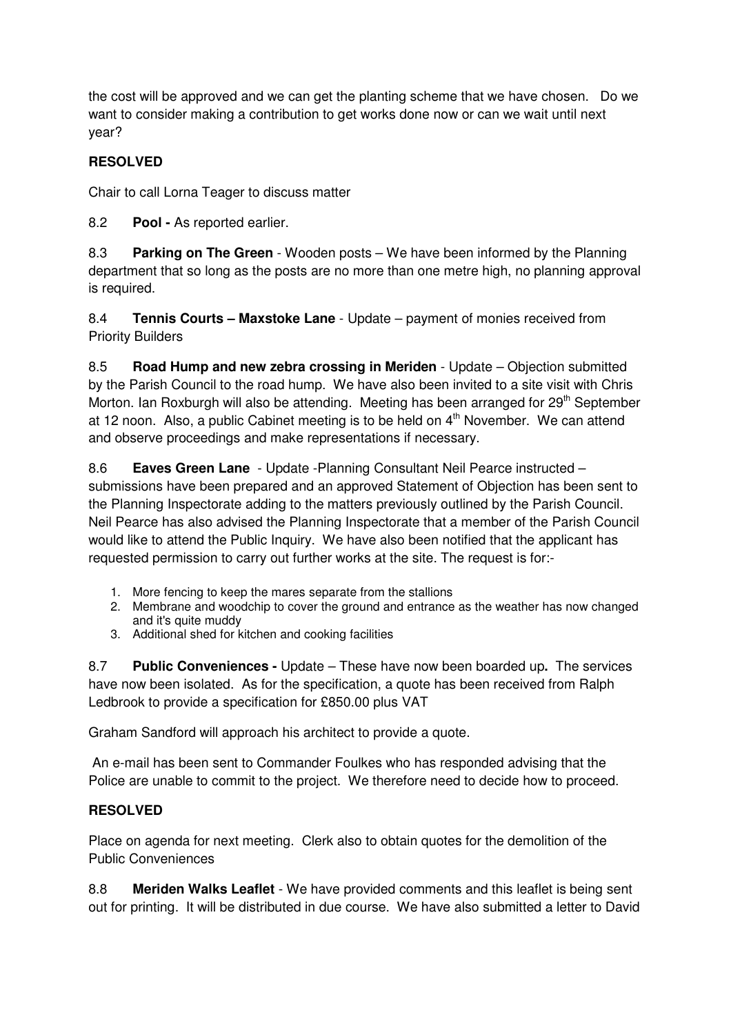the cost will be approved and we can get the planting scheme that we have chosen. Do we want to consider making a contribution to get works done now or can we wait until next year?

**RESOLVED**

Chair to call Lorna Teager to discuss matter

8.2 **Pool -** As reported earlier.

8.3 **Parking on The Green** - Wooden posts – We have been informed by the Planning department that so long as the posts are no more than one metre high, no planning approval is required.

8.4 **Tennis Courts – Maxstoke Lane** - Update – payment of monies received from Priority Builders

8.5 **Road Hump and new zebra crossing in Meriden** - Update – Objection submitted by the Parish Council to the road hump. We have also been invited to a site visit with Chris Morton. Ian Roxburgh will also be attending. Meeting has been arranged for 29th September at 12 noon. Also, a public Cabinet meeting is to be held on 4th November. We can attend and observe proceedings and make representations if necessary.

8.6 **Eaves Green Lane** - Update -Planning Consultant Neil Pearce instructed – submissions have been prepared and an approved Statement of Objection has been sent to the Planning Inspectorate adding to the matters previously outlined by the Parish Council. Neil Pearce has also advised the Planning Inspectorate that a member of the Parish Council would like to attend the Public Inquiry. We have also been notified that the applicant has requested permission to carry out further works at the site. The request is for:-

1. More fencing to keep the mares separate from the stallions
2. Membrane and woodchip to cover the ground and entrance as the weather has now changed and it's quite muddy
3. Additional shed for kitchen and cooking facilities

8.7 **Public Conveniences -** Update – These have now been boarded up**.** The services have now been isolated. As for the specification, a quote has been received from Ralph Ledbrook to provide a specification for £850.00 plus VAT

Graham Sandford will approach his architect to provide a quote.

An e-mail has been sent to Commander Foulkes who has responded advising that the Police are unable to commit to the project. We therefore need to decide how to proceed.

**RESOLVED**

Place on agenda for next meeting. Clerk also to obtain quotes for the demolition of the Public Conveniences

8.8 **Meriden Walks Leaflet** - We have provided comments and this leaflet is being sent out for printing. It will be distributed in due course. We have also submitted a letter to David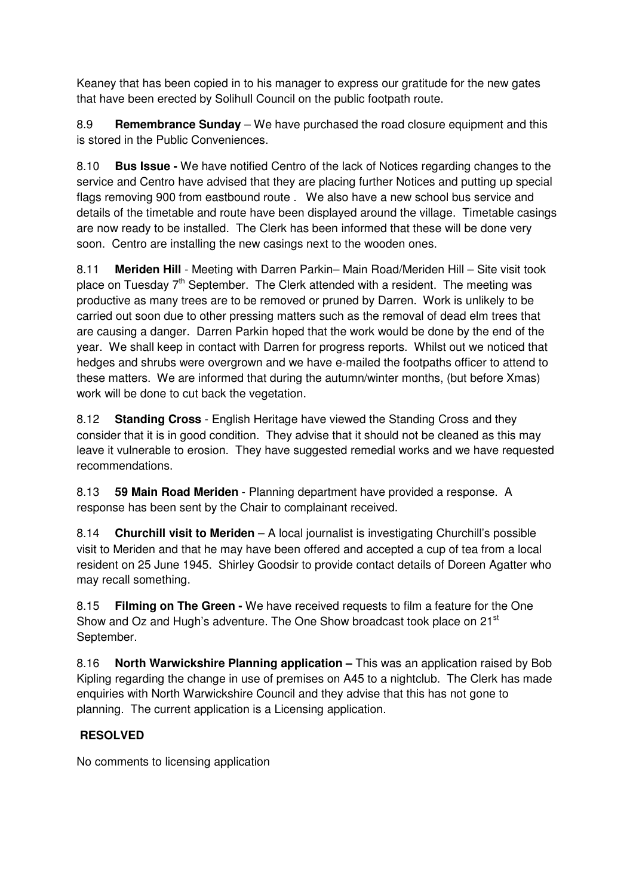Keaney that has been copied in to his manager to express our gratitude for the new gates that have been erected by Solihull Council on the public footpath route.

8.9 **Remembrance Sunday** – We have purchased the road closure equipment and this is stored in the Public Conveniences.

8.10 **Bus Issue -** We have notified Centro of the lack of Notices regarding changes to the service and Centro have advised that they are placing further Notices and putting up special flags removing 900 from eastbound route . We also have a new school bus service and details of the timetable and route have been displayed around the village. Timetable casings are now ready to be installed. The Clerk has been informed that these will be done very soon. Centro are installing the new casings next to the wooden ones.

8.11 **Meriden Hill** - Meeting with Darren Parkin– Main Road/Meriden Hill – Site visit took place on Tuesday 7th September. The Clerk attended with a resident. The meeting was productive as many trees are to be removed or pruned by Darren. Work is unlikely to be carried out soon due to other pressing matters such as the removal of dead elm trees that are causing a danger. Darren Parkin hoped that the work would be done by the end of the year. We shall keep in contact with Darren for progress reports. Whilst out we noticed that hedges and shrubs were overgrown and we have e-mailed the footpaths officer to attend to these matters. We are informed that during the autumn/winter months, (but before Xmas) work will be done to cut back the vegetation.

8.12 **Standing Cross** - English Heritage have viewed the Standing Cross and they consider that it is in good condition. They advise that it should not be cleaned as this may leave it vulnerable to erosion. They have suggested remedial works and we have requested recommendations.

8.13 **59 Main Road Meriden** - Planning department have provided a response. A response has been sent by the Chair to complainant received.

8.14 **Churchill visit to Meriden** – A local journalist is investigating Churchill's possible visit to Meriden and that he may have been offered and accepted a cup of tea from a local resident on 25 June 1945. Shirley Goodsir to provide contact details of Doreen Agatter who may recall something.

8.15 **Filming on The Green -** We have received requests to film a feature for the One Show and Oz and Hugh's adventure. The One Show broadcast took place on 21st September.

8.16 **North Warwickshire Planning application –** This was an application raised by Bob Kipling regarding the change in use of premises on A45 to a nightclub. The Clerk has made enquiries with North Warwickshire Council and they advise that this has not gone to planning. The current application is a Licensing application.

**RESOLVED**

No comments to licensing application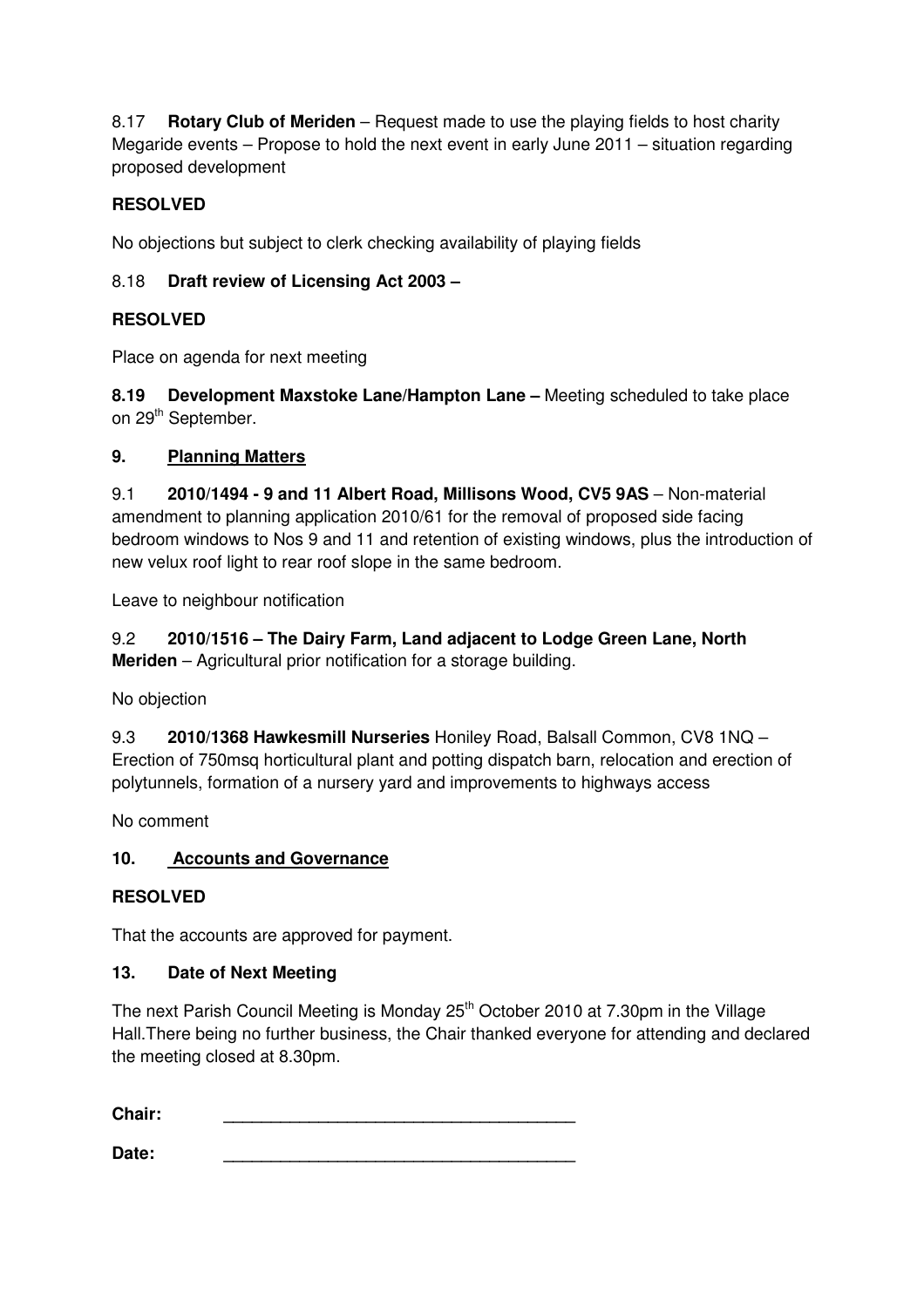8.17 **Rotary Club of Meriden** – Request made to use the playing fields to host charity Megaride events – Propose to hold the next event in early June 2011 – situation regarding proposed development

**RESOLVED**

No objections but subject to clerk checking availability of playing fields

8.18 **Draft review of Licensing Act 2003 –**

**RESOLVED**

Place on agenda for next meeting

**8.19 Development Maxstoke Lane/Hampton Lane –** Meeting scheduled to take place on 29th September.

## 9. Planning Matters

9.1 **2010/1494 - 9 and 11 Albert Road, Millisons Wood, CV5 9AS** – Non-material amendment to planning application 2010/61 for the removal of proposed side facing bedroom windows to Nos 9 and 11 and retention of existing windows, plus the introduction of new velux roof light to rear roof slope in the same bedroom.

Leave to neighbour notification

9.2 **2010/1516 – The Dairy Farm, Land adjacent to Lodge Green Lane, North Meriden** – Agricultural prior notification for a storage building.

No objection

9.3 **2010/1368 Hawkesmill Nurseries** Honiley Road, Balsall Common, CV8 1NQ – Erection of 750msq horticultural plant and potting dispatch barn, relocation and erection of polytunnels, formation of a nursery yard and improvements to highways access

No comment

## 10. Accounts and Governance

**RESOLVED**

That the accounts are approved for payment.

## 13. Date of Next Meeting

The next Parish Council Meeting is Monday 25th October 2010 at 7.30pm in the Village Hall.There being no further business, the Chair thanked everyone for attending and declared the meeting closed at 8.30pm.

**Chair:** ______________________________________

**Date:** ______________________________________